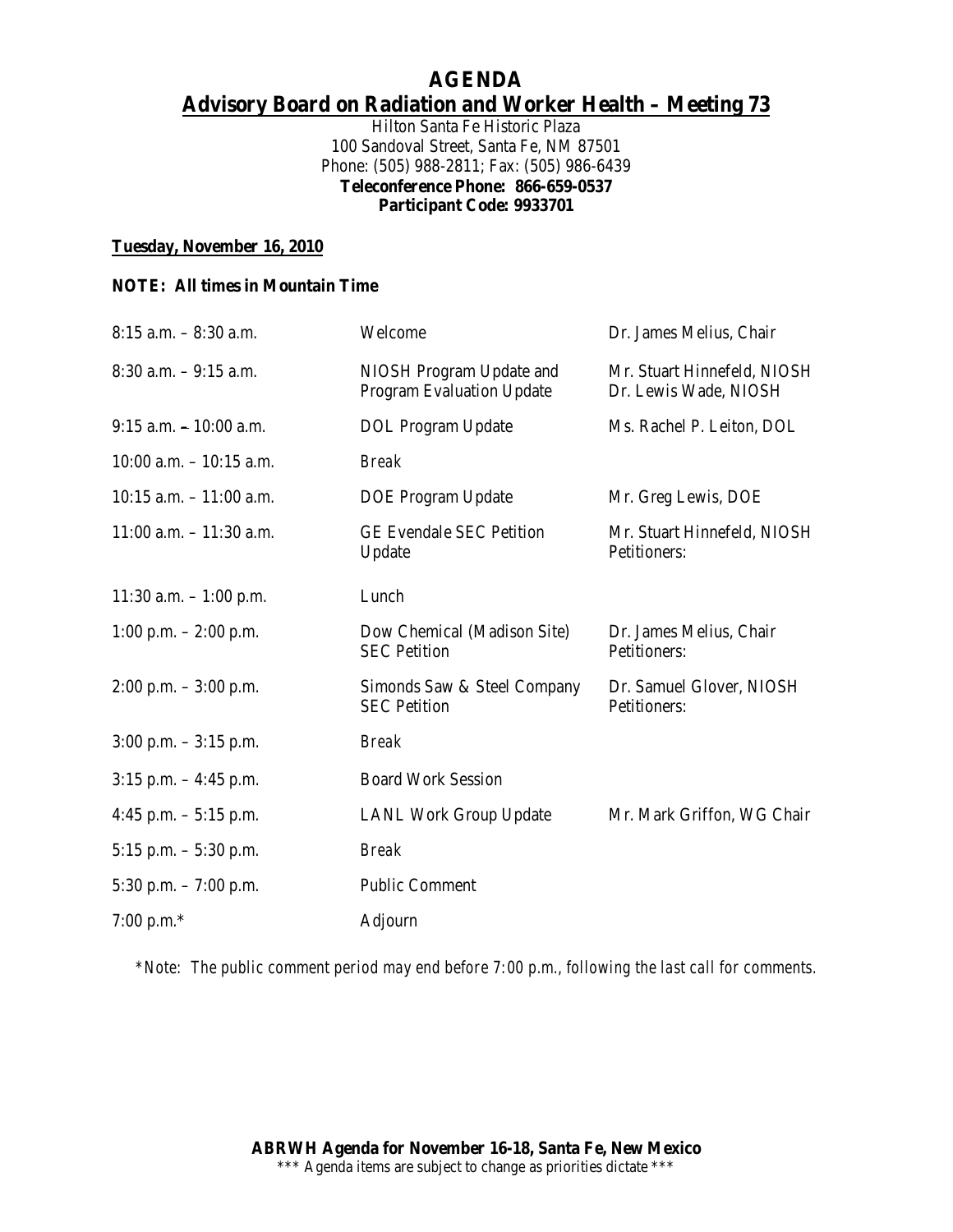# AGENDA

## Advisory Board on Radiation and Worker Health – Meeting 73

Hilton Santa Fe Historic Plaza
100 Sandoval Street, Santa Fe, NM 87501
Phone: (505) 988-2811; Fax: (505) 986-6439
**Teleconference Phone: 866-659-0537**
**Participant Code: 9933701**

**Tuesday, November 16, 2010**

**NOTE: All times in Mountain Time**

| | | |
|---|---|---|
| 8:15 a.m. – 8:30 a.m. | Welcome | Dr. James Melius, Chair |
| 8:30 a.m. – 9:15 a.m. | NIOSH Program Update and Program Evaluation Update | Mr. Stuart Hinnefeld, NIOSH<br>Dr. Lewis Wade, NIOSH |
| 9:15 a.m. – 10:00 a.m. | DOL Program Update | Ms. Rachel P. Leiton, DOL |
| 10:00 a.m. – 10:15 a.m. | *Break* | |
| 10:15 a.m. – 11:00 a.m. | DOE Program Update | Mr. Greg Lewis, DOE |
| 11:00 a.m. – 11:30 a.m. | GE Evendale SEC Petition Update | Mr. Stuart Hinnefeld, NIOSH<br>Petitioners: |
| 11:30 a.m. – 1:00 p.m. | Lunch | |
| 1:00 p.m. – 2:00 p.m. | Dow Chemical (Madison Site) SEC Petition | Dr. James Melius, Chair<br>Petitioners: |
| 2:00 p.m. – 3:00 p.m. | Simonds Saw & Steel Company SEC Petition | Dr. Samuel Glover, NIOSH<br>Petitioners: |
| 3:00 p.m. – 3:15 p.m. | *Break* | |
| 3:15 p.m. – 4:45 p.m. | Board Work Session | |
| 4:45 p.m. – 5:15 p.m. | LANL Work Group Update | Mr. Mark Griffon, WG Chair |
| 5:15 p.m. – 5:30 p.m. | *Break* | |
| 5:30 p.m. – 7:00 p.m. | Public Comment | |
| 7:00 p.m.* | Adjourn | |

*\*Note: The public comment period may end before 7:00 p.m., following the last call for comments.*

**ABRWH Agenda for November 16-18, Santa Fe, New Mexico**
\*\*\* Agenda items are subject to change as priorities dictate \*\*\*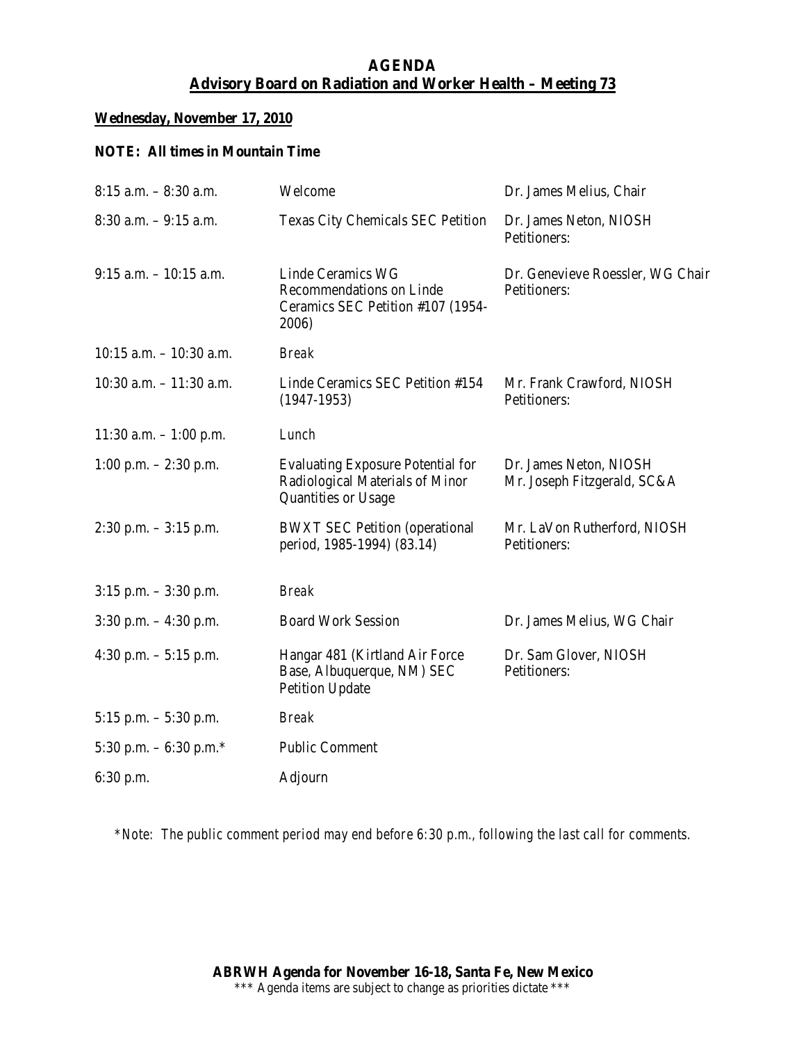**AGENDA**
**Advisory Board on Radiation and Worker Health – Meeting 73**

**Wednesday, November 17, 2010**

**NOTE: All times in Mountain Time**

| | | |
|---|---|---|
| 8:15 a.m. – 8:30 a.m. | Welcome | Dr. James Melius, Chair |
| 8:30 a.m. – 9:15 a.m. | Texas City Chemicals SEC Petition | Dr. James Neton, NIOSH<br>Petitioners: |
| 9:15 a.m. – 10:15 a.m. | Linde Ceramics WG Recommendations on Linde Ceramics SEC Petition #107 (1954-2006) | Dr. Genevieve Roessler, WG Chair<br>Petitioners: |
| 10:15 a.m. – 10:30 a.m. | *Break* | |
| 10:30 a.m. – 11:30 a.m. | Linde Ceramics SEC Petition #154 (1947-1953) | Mr. Frank Crawford, NIOSH<br>Petitioners: |
| 11:30 a.m. – 1:00 p.m. | *Lunch* | |
| 1:00 p.m. – 2:30 p.m. | Evaluating Exposure Potential for Radiological Materials of Minor Quantities or Usage | Dr. James Neton, NIOSH<br>Mr. Joseph Fitzgerald, SC&A |
| 2:30 p.m. – 3:15 p.m. | BWXT SEC Petition (operational period, 1985-1994) (83.14) | Mr. LaVon Rutherford, NIOSH<br>Petitioners: |
| 3:15 p.m. – 3:30 p.m. | *Break* | |
| 3:30 p.m. – 4:30 p.m. | Board Work Session | Dr. James Melius, WG Chair |
| 4:30 p.m. – 5:15 p.m. | Hangar 481 (Kirtland Air Force Base, Albuquerque, NM) SEC Petition Update | Dr. Sam Glover, NIOSH<br>Petitioners: |
| 5:15 p.m. – 5:30 p.m. | *Break* | |
| 5:30 p.m. – 6:30 p.m.* | Public Comment | |
| 6:30 p.m. | Adjourn | |

*\*Note: The public comment period may end before 6:30 p.m., following the last call for comments.*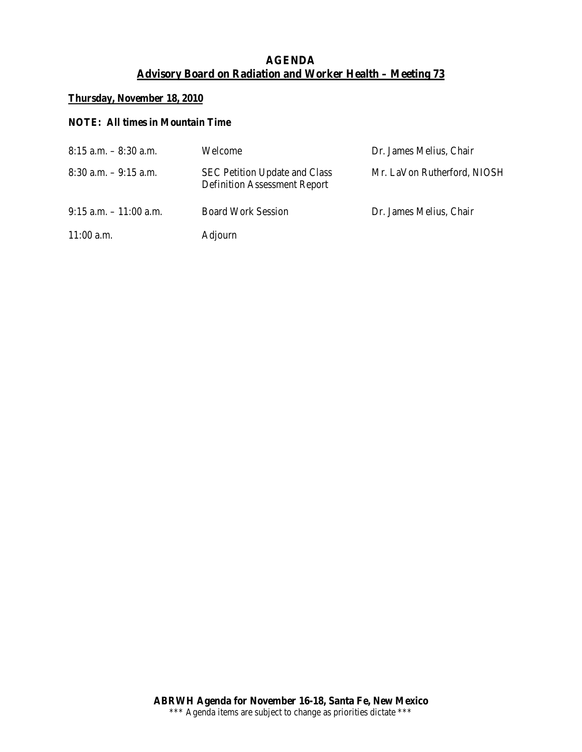# AGENDA

## Advisory Board on Radiation and Worker Health – Meeting 73

**Thursday, November 18, 2010**

**NOTE: All times in Mountain Time**

| | | |
|---|---|---|
| 8:15 a.m. – 8:30 a.m. | Welcome | Dr. James Melius, Chair |
| 8:30 a.m. – 9:15 a.m. | SEC Petition Update and Class Definition Assessment Report | Mr. LaVon Rutherford, NIOSH |
| 9:15 a.m. – 11:00 a.m. | Board Work Session | Dr. James Melius, Chair |
| 11:00 a.m. | Adjourn | |

**ABRWH Agenda for November 16-18, Santa Fe, New Mexico**

*** Agenda items are subject to change as priorities dictate ***